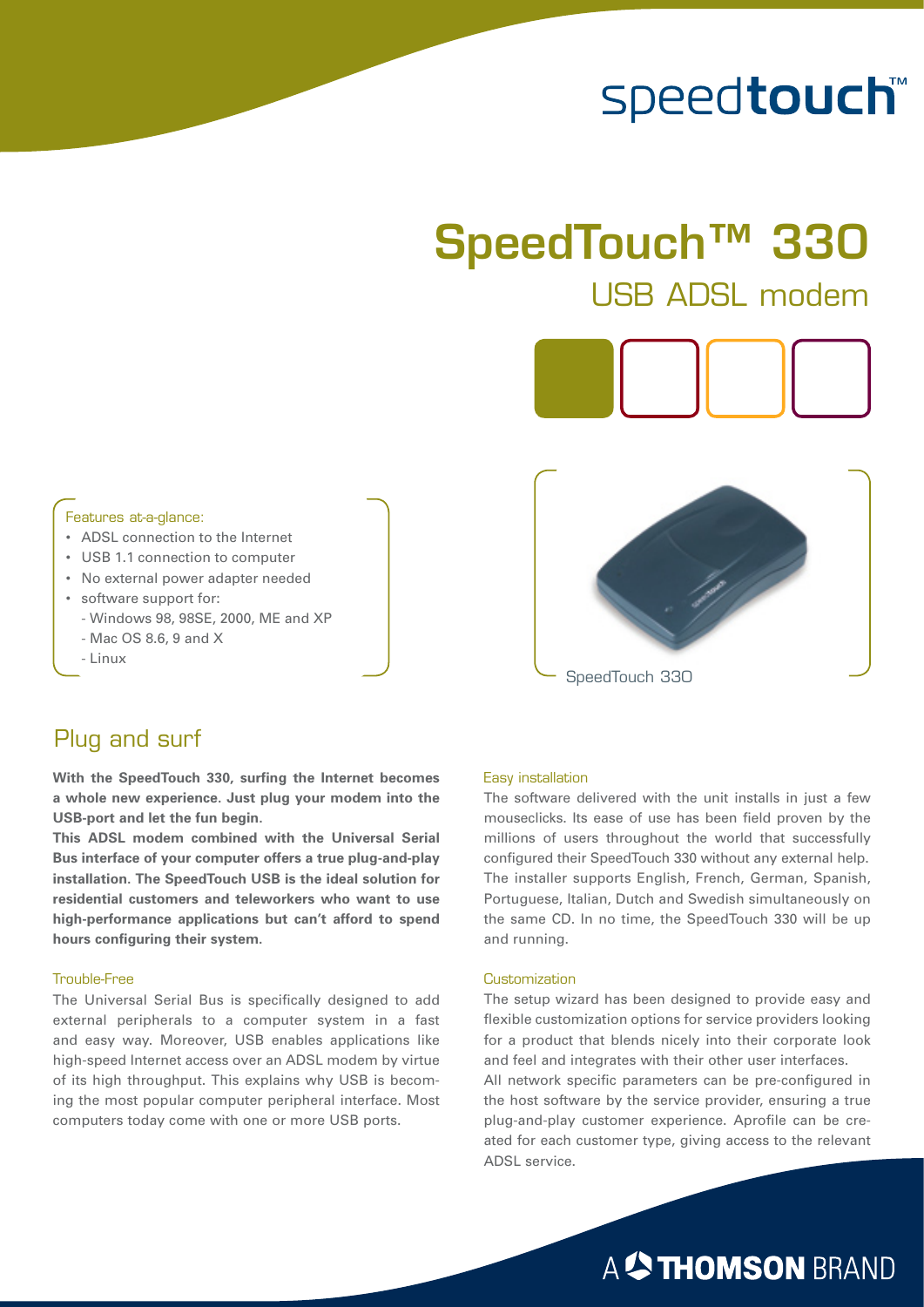speedtouch™

# SpeedTouch™ 330

## USB ADSL modem

Features at-a-glance:

- ADSL connection to the Internet
- USB 1.1 connection to computer
- No external power adapter needed
- software support for:
  - Windows 98, 98SE, 2000, ME and XP
  - Mac OS 8.6, 9 and X
  - Linux

SpeedTouch 330

## Plug and surf

**With the SpeedTouch 330, surfing the Internet becomes a whole new experience. Just plug your modem into the USB-port and let the fun begin.**

**This ADSL modem combined with the Universal Serial Bus interface of your computer offers a true plug-and-play installation. The SpeedTouch USB is the ideal solution for residential customers and teleworkers who want to use high-performance applications but can't afford to spend hours configuring their system.**

### Trouble-Free

The Universal Serial Bus is specifically designed to add external peripherals to a computer system in a fast and easy way. Moreover, USB enables applications like high-speed Internet access over an ADSL modem by virtue of its high throughput. This explains why USB is becoming the most popular computer peripheral interface. Most computers today come with one or more USB ports.

### Easy installation

The software delivered with the unit installs in just a few mouseclicks. Its ease of use has been field proven by the millions of users throughout the world that successfully configured their SpeedTouch 330 without any external help. The installer supports English, French, German, Spanish, Portuguese, Italian, Dutch and Swedish simultaneously on the same CD. In no time, the SpeedTouch 330 will be up and running.

### Customization

The setup wizard has been designed to provide easy and flexible customization options for service providers looking for a product that blends nicely into their corporate look and feel and integrates with their other user interfaces.

All network specific parameters can be pre-configured in the host software by the service provider, ensuring a true plug-and-play customer experience. Aprofile can be created for each customer type, giving access to the relevant ADSL service.

A THOMSON BRAND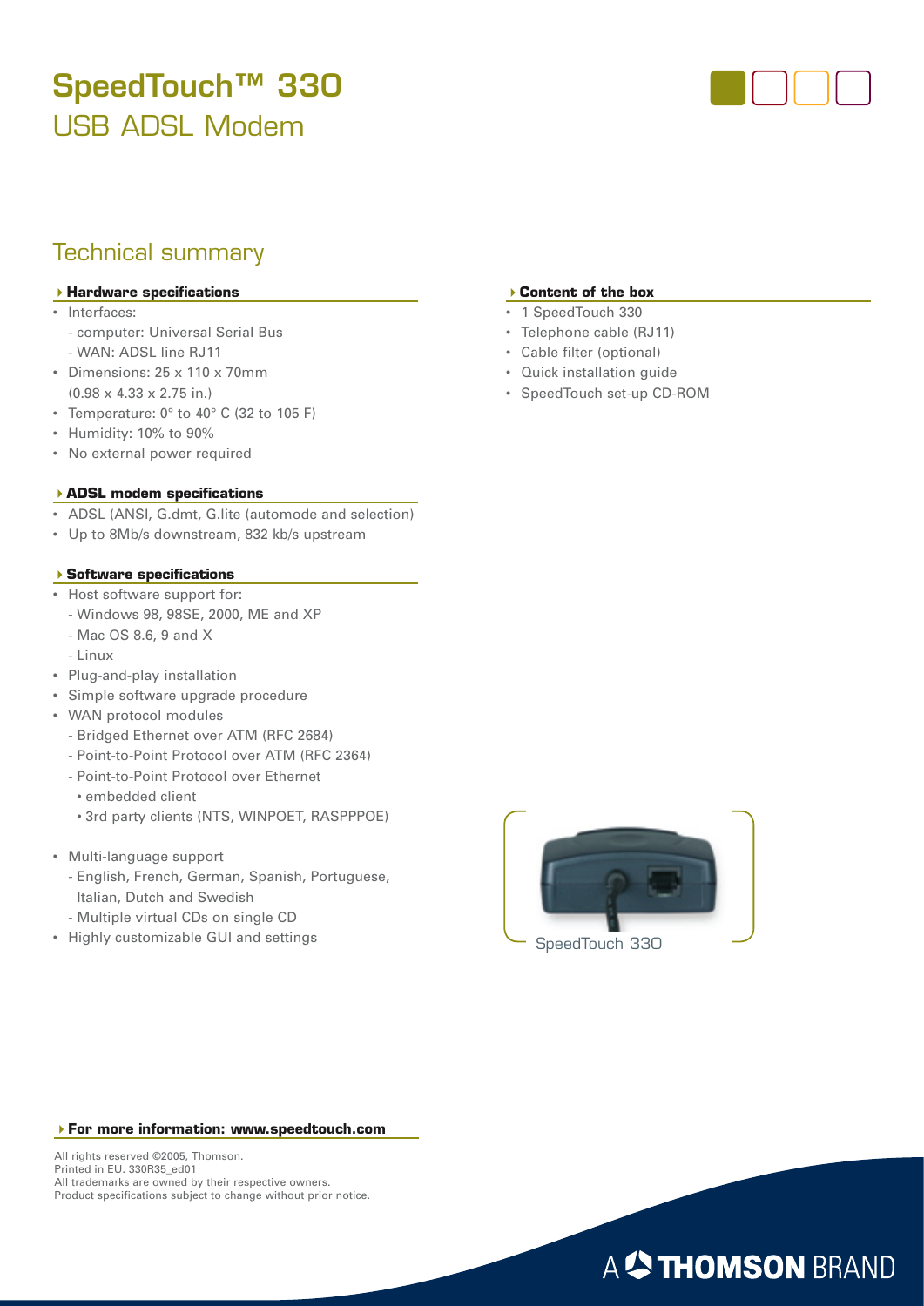# SpeedTouch™ 330

USB ADSL Modem

## Technical summary

### Hardware specifications

- Interfaces:
  - computer: Universal Serial Bus
  - WAN: ADSL line RJ11
- Dimensions: 25 x 110 x 70mm (0.98 x 4.33 x 2.75 in.)
- Temperature: 0° to 40° C (32 to 105 F)
- Humidity: 10% to 90%
- No external power required

### ADSL modem specifications

- ADSL (ANSI, G.dmt, G.lite (automode and selection)
- Up to 8Mb/s downstream, 832 kb/s upstream

### Software specifications

- Host software support for:
  - Windows 98, 98SE, 2000, ME and XP
  - Mac OS 8.6, 9 and X
  - Linux
- Plug-and-play installation
- Simple software upgrade procedure
- WAN protocol modules
  - Bridged Ethernet over ATM (RFC 2684)
  - Point-to-Point Protocol over ATM (RFC 2364)
  - Point-to-Point Protocol over Ethernet
    - embedded client
    - 3rd party clients (NTS, WINPOET, RASPPPOE)
- Multi-language support
  - English, French, German, Spanish, Portuguese, Italian, Dutch and Swedish
  - Multiple virtual CDs on single CD
- Highly customizable GUI and settings

### Content of the box

- 1 SpeedTouch 330
- Telephone cable (RJ11)
- Cable filter (optional)
- Quick installation guide
- SpeedTouch set-up CD-ROM

SpeedTouch 330

### For more information: www.speedtouch.com

All rights reserved ©2005, Thomson.
Printed in EU. 330R35_ed01
All trademarks are owned by their respective owners.
Product specifications subject to change without prior notice.

A THOMSON BRAND